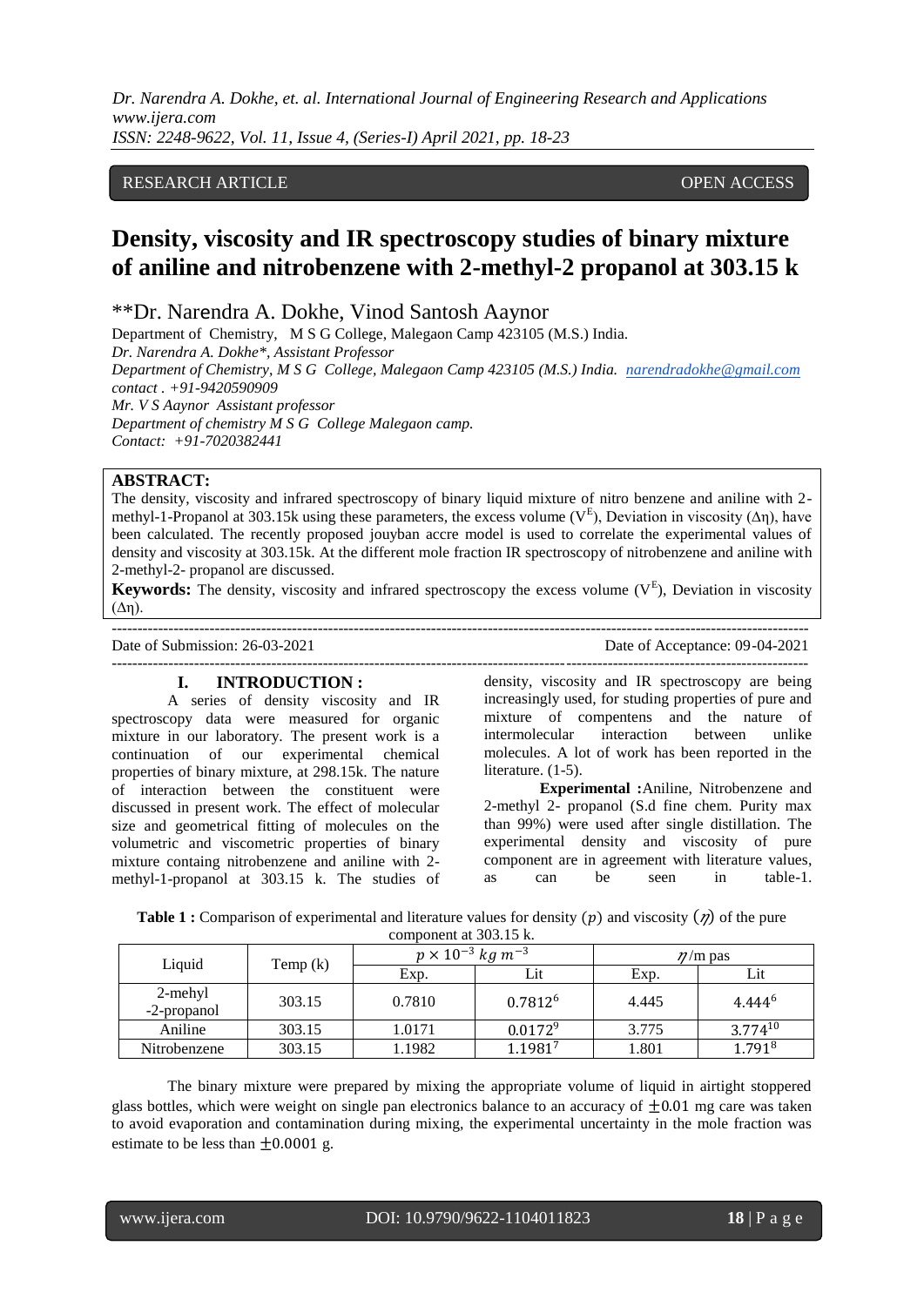## RESEARCH ARTICLE OPEN ACCESS

# Density, viscosity and IR spectroscopy studies of binary mixture of aniline and nitrobenzene with 2-methyl-2 propanol at 303.15 k

**Dr. Narendra A. Dokhe, Vinod Santosh Aaynor

Department of Chemistry, M S G College, Malegaon Camp 423105 (M.S.) India.
*Dr. Narendra A. Dokhe\*, Assistant Professor*
*Department of Chemistry, M S G College, Malegaon Camp 423105 (M.S.) India.* narendradokhe@gmail.com
*contact . +91-9420590909*
*Mr. V S Aaynor Assistant professor*
*Department of chemistry M S G College Malegaon camp.*
*Contact: +91-7020382441*

**ABSTRACT:**
The density, viscosity and infrared spectroscopy of binary liquid mixture of nitro benzene and aniline with 2-methyl-1-Propanol at 303.15k using these parameters, the excess volume ($V^E$), Deviation in viscosity ($\Delta\eta$), have been calculated. The recently proposed jouyban accre model is used to correlate the experimental values of density and viscosity at 303.15k. At the different mole fraction IR spectroscopy of nitrobenzene and aniline with 2-methyl-2- propanol are discussed.

**Keywords:** The density, viscosity and infrared spectroscopy the excess volume ($V^E$), Deviation in viscosity ($\Delta\eta$).

Date of Submission: 26-03-2021 Date of Acceptance: 09-04-2021

## I. INTRODUCTION :

A series of density viscosity and IR spectroscopy data were measured for organic mixture in our laboratory. The present work is a continuation of our experimental chemical properties of binary mixture, at 298.15k. The nature of interaction between the constituent were discussed in present work. The effect of molecular size and geometrical fitting of molecules on the volumetric and viscometric properties of binary mixture containg nitrobenzene and aniline with 2-methyl-1-propanol at 303.15 k. The studies of density, viscosity and IR spectroscopy are being increasingly used, for studing properties of pure and mixture of compentens and the nature of intermolecular interaction between unlike molecules. A lot of work has been reported in the literature. (1-5).

**Experimental :** Aniline, Nitrobenzene and 2-methyl 2- propanol (S.d fine chem. Purity max than 99%) were used after single distillation. The experimental density and viscosity of pure component are in agreement with literature values, as can be seen in table-1.

**Table 1 :** Comparison of experimental and literature values for density ($p$) and viscosity ($\eta$) of the pure component at 303.15 k.

| Liquid | Temp (k) | $p \times 10^{-3}\ kg\ m^{-3}$ | | $\eta$/m pas | |
|---|---|---|---|---|---|
| | | Exp. | Lit | Exp. | Lit |
| 2-mehyl -2-propanol | 303.15 | 0.7810 | 0.7812[6] | 4.445 | 4.444[6] |
| Aniline | 303.15 | 1.0171 | 0.0172[9] | 3.775 | 3.774[10] |
| Nitrobenzene | 303.15 | 1.1982 | 1.1981[7] | 1.801 | 1.791[8] |

The binary mixture were prepared by mixing the appropriate volume of liquid in airtight stoppered glass bottles, which were weight on single pan electronics balance to an accuracy of $\pm 0.01$ mg care was taken to avoid evaporation and contamination during mixing, the experimental uncertainty in the mole fraction was estimate to be less than $\pm 0.0001$ g.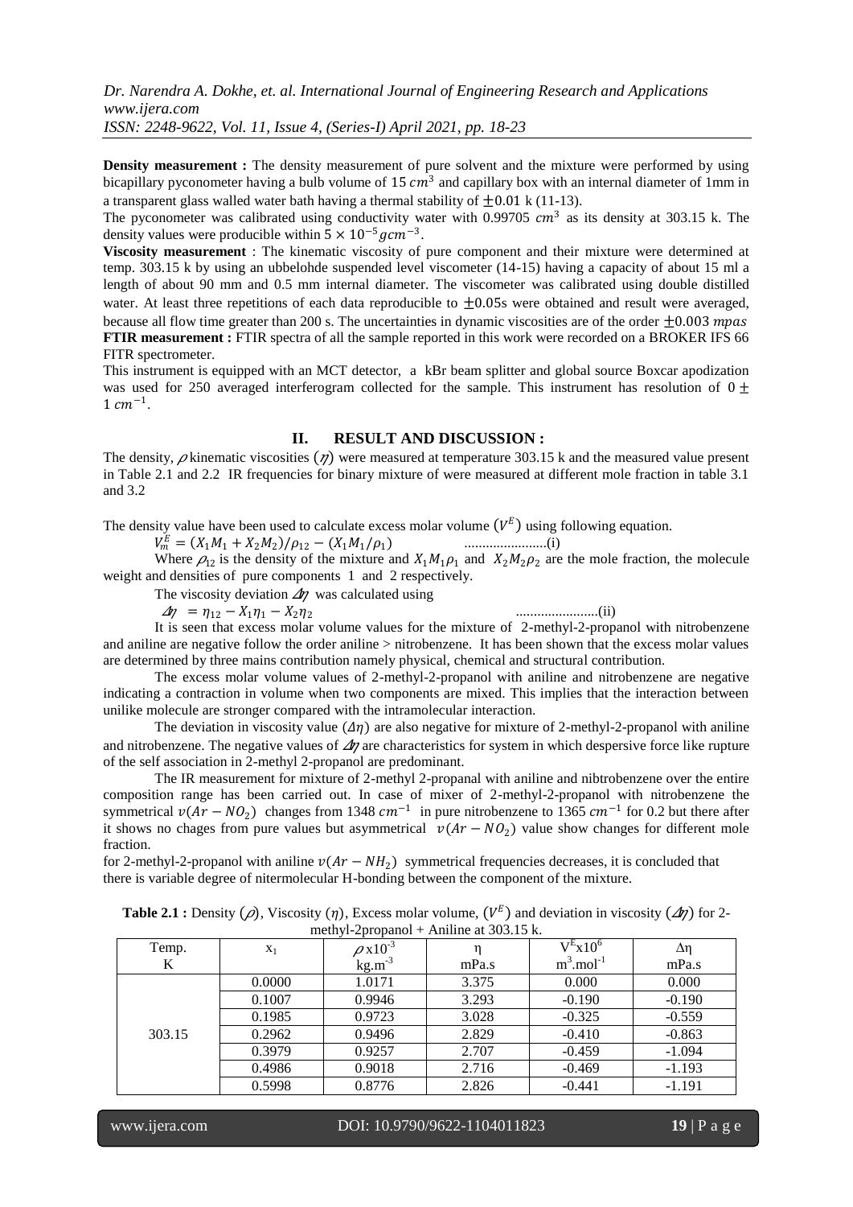**Density measurement :** The density measurement of pure solvent and the mixture were performed by using bicapillary pyconometer having a bulb volume of 15 $cm^3$ and capillary box with an internal diameter of 1mm in a transparent glass walled water bath having a thermal stability of $\pm 0.01$ k (11-13).

The pyconometer was calibrated using conductivity water with 0.99705 $cm^3$ as its density at 303.15 k. The density values were producible within $5 \times 10^{-5} gcm^{-3}$.

**Viscosity measurement** : The kinematic viscosity of pure component and their mixture were determined at temp. 303.15 k by using an ubbelohde suspended level viscometer (14-15) having a capacity of about 15 ml a length of about 90 mm and 0.5 mm internal diameter. The viscometer was calibrated using double distilled water. At least three repetitions of each data reproducible to $\pm 0.05$s were obtained and result were averaged, because all flow time greater than 200 s. The uncertainties in dynamic viscosities are of the order $\pm 0.003$ $mpas$

**FTIR measurement :** FTIR spectra of all the sample reported in this work were recorded on a BROKER IFS 66 FITR spectrometer.

This instrument is equipped with an MCT detector, a kBr beam splitter and global source Boxcar apodization was used for 250 averaged interferogram collected for the sample. This instrument has resolution of $0 \pm 1$ $cm^{-1}$.

## II. RESULT AND DISCUSSION :

The density, $\rho$ kinematic viscosities ($\eta$) were measured at temperature 303.15 k and the measured value present in Table 2.1 and 2.2 IR frequencies for binary mixture of were measured at different mole fraction in table 3.1 and 3.2

The density value have been used to calculate excess molar volume ($V^E$) using following equation.

$$V_m^E = (X_1 M_1 + X_2 M_2)/\rho_{12} - (X_1 M_1/\rho_1) \qquad \text{.......................(i)}$$

Where $\rho_{12}$ is the density of the mixture and $X_1 M_1 \rho_1$ and $X_2 M_2 \rho_2$ are the mole fraction, the molecule weight and densities of pure components 1 and 2 respectively.

The viscosity deviation $\Delta\eta$ was calculated using

$$\Delta\eta = \eta_{12} - X_1 \eta_1 - X_2 \eta_2 \qquad \text{.......................(ii)}$$

It is seen that excess molar volume values for the mixture of 2-methyl-2-propanol with nitrobenzene and aniline are negative follow the order aniline > nitrobenzene. It has been shown that the excess molar values are determined by three mains contribution namely physical, chemical and structural contribution.

The excess molar volume values of 2-methyl-2-propanol with aniline and nitrobenzene are negative indicating a contraction in volume when two components are mixed. This implies that the interaction between unilike molecule are stronger compared with the intramolecular interaction.

The deviation in viscosity value ($\Delta\eta$) are also negative for mixture of 2-methyl-2-propanol with aniline and nitrobenzene. The negative values of $\Delta\eta$ are characteristics for system in which despersive force like rupture of the self association in 2-methyl 2-propanol are predominant.

The IR measurement for mixture of 2-methyl 2-propanal with aniline and nibtrobenzene over the entire composition range has been carried out. In case of mixer of 2-methyl-2-propanol with nitrobenzene the symmetrical $v(Ar - NO_2)$ changes from 1348 $cm^{-1}$ in pure nitrobenzene to 1365 $cm^{-1}$ for 0.2 but there after it shows no chages from pure values but asymmetrical $v(Ar - NO_2)$ value show changes for different mole fraction.

for 2-methyl-2-propanol with aniline $v(Ar - NH_2)$ symmetrical frequencies decreases, it is concluded that there is variable degree of nitermolecular H-bonding between the component of the mixture.

**Table 2.1 :** Density ($\rho$), Viscosity ($\eta$), Excess molar volume, ($V^E$) and deviation in viscosity ($\Delta\eta$) for 2-methyl-2propanol + Aniline at 303.15 k.

| Temp. K | $x_1$ | $\rho$ x$10^{-3}$ kg.m$^{-3}$ | η mPa.s | $V^E$x$10^6$ m$^3$.mol$^{-1}$ | Δη mPa.s |
|---|---|---|---|---|---|
| 303.15 | 0.0000 | 1.0171 | 3.375 | 0.000 | 0.000 |
| | 0.1007 | 0.9946 | 3.293 | -0.190 | -0.190 |
| | 0.1985 | 0.9723 | 3.028 | -0.325 | -0.559 |
| | 0.2962 | 0.9496 | 2.829 | -0.410 | -0.863 |
| | 0.3979 | 0.9257 | 2.707 | -0.459 | -1.094 |
| | 0.4986 | 0.9018 | 2.716 | -0.469 | -1.193 |
| | 0.5998 | 0.8776 | 2.826 | -0.441 | -1.191 |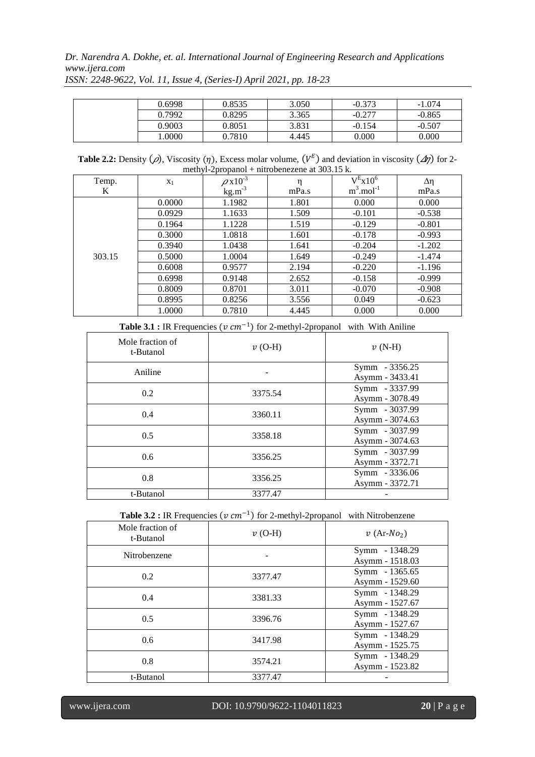|  | 0.6998 | 0.8535 | 3.050 | -0.373 | -1.074 |
|---|---|---|---|---|---|
|  | 0.7992 | 0.8295 | 3.365 | -0.277 | -0.865 |
|  | 0.9003 | 0.8051 | 3.831 | -0.154 | -0.507 |
|  | 1.0000 | 0.7810 | 4.445 | 0.000 | 0.000 |

**Table 2.2:** Density ($\rho$), Viscosity ($\eta$), Excess molar volume, ($V^E$) and deviation in viscosity ($\Delta\eta$) for 2-methyl-2propanol + nitrobenezene at 303.15 k.

| Temp. K | $x_1$ | $\rho x10^{-3}$ $kg.m^{-3}$ | η mPa.s | $V^E x10^6$ $m^3.mol^{-1}$ | Δη mPa.s |
|---|---|---|---|---|---|
| 303.15 | 0.0000 | 1.1982 | 1.801 | 0.000 | 0.000 |
|  | 0.0929 | 1.1633 | 1.509 | -0.101 | -0.538 |
|  | 0.1964 | 1.1228 | 1.519 | -0.129 | -0.801 |
|  | 0.3000 | 1.0818 | 1.601 | -0.178 | -0.993 |
|  | 0.3940 | 1.0438 | 1.641 | -0.204 | -1.202 |
|  | 0.5000 | 1.0004 | 1.649 | -0.249 | -1.474 |
|  | 0.6008 | 0.9577 | 2.194 | -0.220 | -1.196 |
|  | 0.6998 | 0.9148 | 2.652 | -0.158 | -0.999 |
|  | 0.8009 | 0.8701 | 3.011 | -0.070 | -0.908 |
|  | 0.8995 | 0.8256 | 3.556 | 0.049 | -0.623 |
|  | 1.0000 | 0.7810 | 4.445 | 0.000 | 0.000 |

**Table 3.1 :** IR Frequencies ($v\ cm^{-1}$) for 2-methyl-2propanol with With Aniline

| Mole fraction of t-Butanol | $v$ (O-H) | $v$ (N-H) |
|---|---|---|
| Aniline | - | Symm - 3356.25<br>Asymm - 3433.41 |
| 0.2 | 3375.54 | Symm - 3337.99<br>Asymm - 3078.49 |
| 0.4 | 3360.11 | Symm - 3037.99<br>Asymm - 3074.63 |
| 0.5 | 3358.18 | Symm - 3037.99<br>Asymm - 3074.63 |
| 0.6 | 3356.25 | Symm - 3037.99<br>Asymm - 3372.71 |
| 0.8 | 3356.25 | Symm - 3336.06<br>Asymm - 3372.71 |
| t-Butanol | 3377.47 | - |

**Table 3.2 :** IR Frequencies ($v\ cm^{-1}$) for 2-methyl-2propanol with Nitrobenzene

| Mole fraction of t-Butanol | $v$ (O-H) | $v$ (Ar-$No_2$) |
|---|---|---|
| Nitrobenzene | - | Symm - 1348.29<br>Asymm - 1518.03 |
| 0.2 | 3377.47 | Symm - 1365.65<br>Asymm - 1529.60 |
| 0.4 | 3381.33 | Symm - 1348.29<br>Asymm - 1527.67 |
| 0.5 | 3396.76 | Symm - 1348.29<br>Asymm - 1527.67 |
| 0.6 | 3417.98 | Symm - 1348.29<br>Asymm - 1525.75 |
| 0.8 | 3574.21 | Symm - 1348.29<br>Asymm - 1523.82 |
| t-Butanol | 3377.47 | - |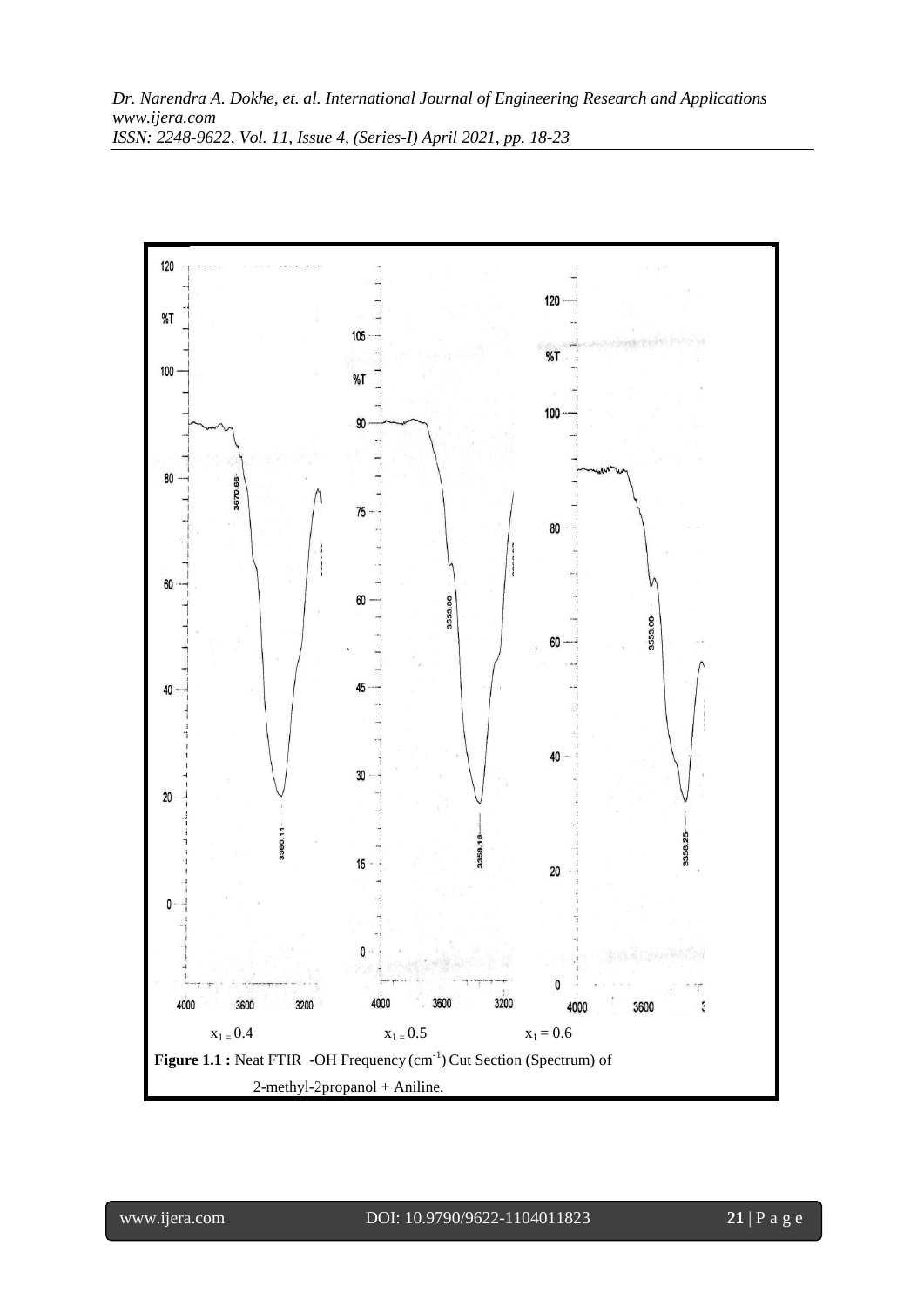$x_1 = 0.4$ $x_1 = 0.5$ $x_1 = 0.6$

**Figure 1.1 :** Neat FTIR -OH Frequency ($cm^{-1}$) Cut Section (Spectrum) of 2-methyl-2propanol + Aniline.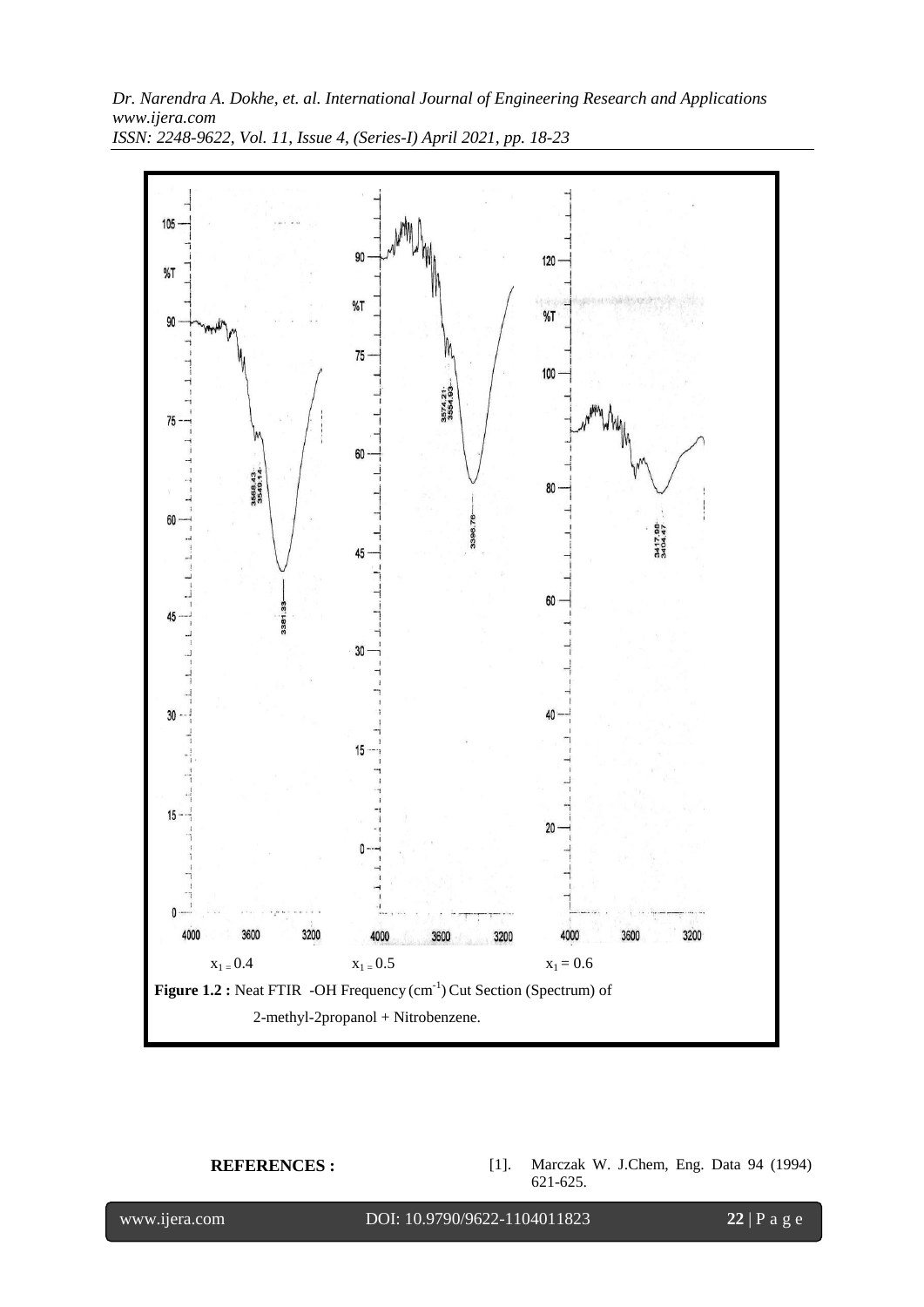Figure 1.2 : Neat FTIR -OH Frequency ($cm^{-1}$) Cut Section (Spectrum) of 2-methyl-2propanol + Nitrobenzene.

$x_1 = 0.4$ $x_1 = 0.5$ $x_1 = 0.6$

**REFERENCES :**

[1]. Marczak W. J.Chem, Eng. Data 94 (1994) 621-625.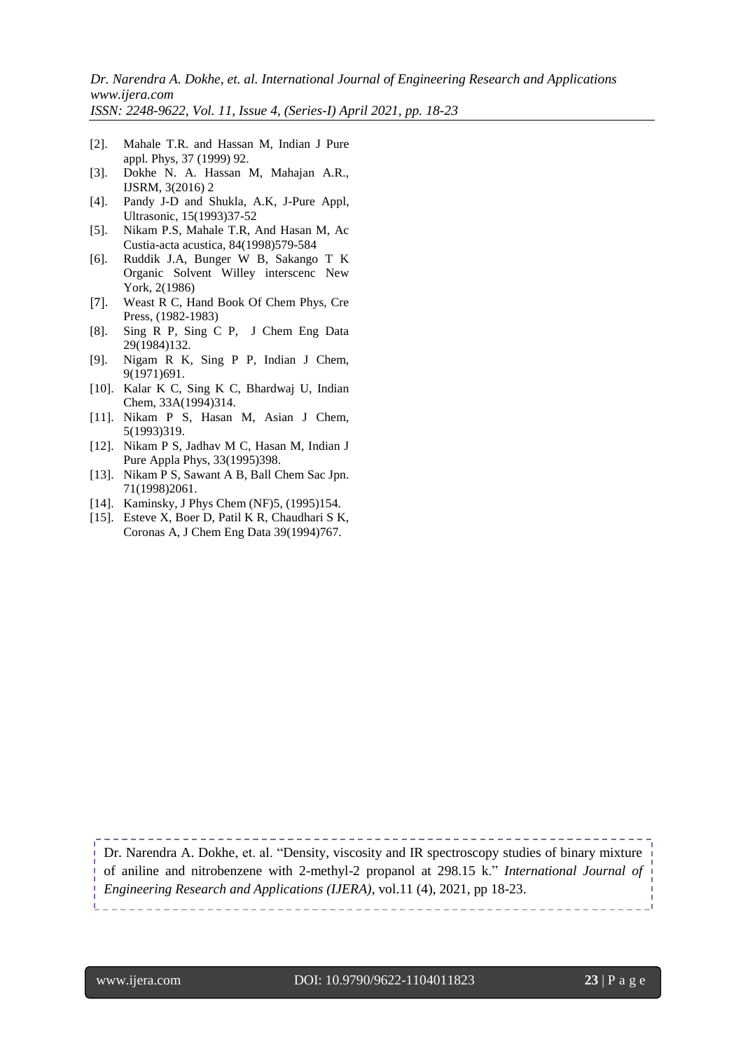[2]. Mahale T.R. and Hassan M, Indian J Pure appl. Phys, 37 (1999) 92.
[3]. Dokhe N. A. Hassan M, Mahajan A.R., IJSRM, 3(2016) 2
[4]. Pandy J-D and Shukla, A.K, J-Pure Appl, Ultrasonic, 15(1993)37-52
[5]. Nikam P.S, Mahale T.R, And Hasan M, Ac Custia-acta acustica, 84(1998)579-584
[6]. Ruddik J.A, Bunger W B, Sakango T K Organic Solvent Willey interscenc New York, 2(1986)
[7]. Weast R C, Hand Book Of Chem Phys, Cre Press, (1982-1983)
[8]. Sing R P, Sing C P, J Chem Eng Data 29(1984)132.
[9]. Nigam R K, Sing P P, Indian J Chem, 9(1971)691.
[10]. Kalar K C, Sing K C, Bhardwaj U, Indian Chem, 33A(1994)314.
[11]. Nikam P S, Hasan M, Asian J Chem, 5(1993)319.
[12]. Nikam P S, Jadhav M C, Hasan M, Indian J Pure Appla Phys, 33(1995)398.
[13]. Nikam P S, Sawant A B, Ball Chem Sac Jpn. 71(1998)2061.
[14]. Kaminsky, J Phys Chem (NF)5, (1995)154.
[15]. Esteve X, Boer D, Patil K R, Chaudhari S K, Coronas A, J Chem Eng Data 39(1994)767.

Dr. Narendra A. Dokhe, et. al. "Density, viscosity and IR spectroscopy studies of binary mixture of aniline and nitrobenzene with 2-methyl-2 propanol at 298.15 k." *International Journal of Engineering Research and Applications (IJERA)*, vol.11 (4), 2021, pp 18-23.